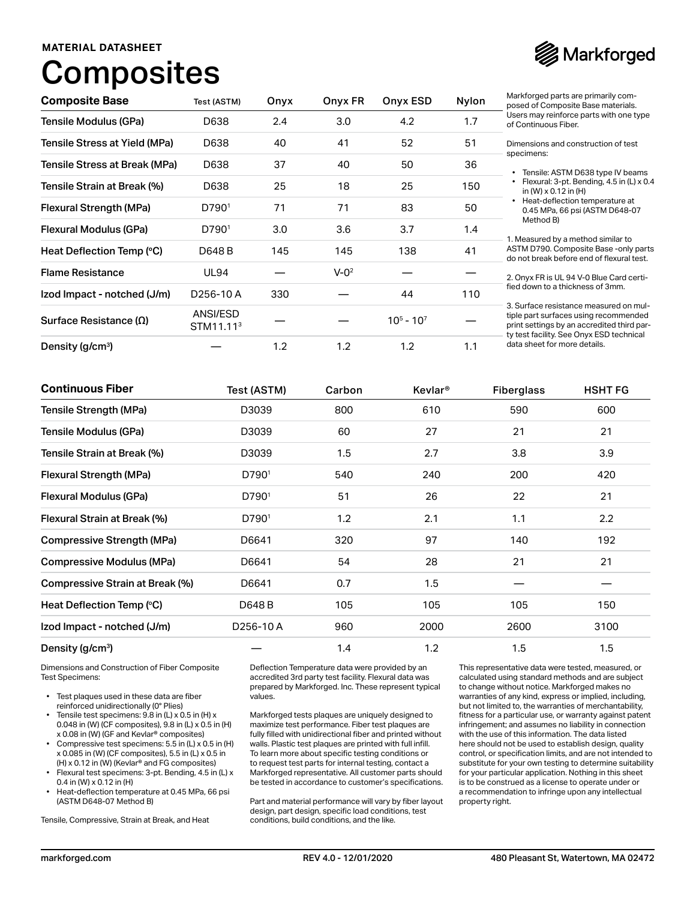MATERIAL DATASHEET

# Composites

Markforged

| Composite Base | Test (ASTM) | Onyx | Onyx FR | Onyx ESD | Nylon |
|---|---|---|---|---|---|
| Tensile Modulus (GPa) | D638 | 2.4 | 3.0 | 4.2 | 1.7 |
| Tensile Stress at Yield (MPa) | D638 | 40 | 41 | 52 | 51 |
| Tensile Stress at Break (MPa) | D638 | 37 | 40 | 50 | 36 |
| Tensile Strain at Break (%) | D638 | 25 | 18 | 25 | 150 |
| Flexural Strength (MPa) | D790[1] | 71 | 71 | 83 | 50 |
| Flexural Modulus (GPa) | D790[1] | 3.0 | 3.6 | 3.7 | 1.4 |
| Heat Deflection Temp (°C) | D648 B | 145 | 145 | 138 | 41 |
| Flame Resistance | UL94 | — | V-0[2] | — | — |
| Izod Impact - notched (J/m) | D256-10 A | 330 | — | 44 | 110 |
| Surface Resistance (Ω) | ANSI/ESD STM11.11[3] | — | — | $10^5$ - $10^7$ | — |
| Density (g/cm³) | — | 1.2 | 1.2 | 1.2 | 1.1 |

Markforged parts are primarily composed of Composite Base materials. Users may reinforce parts with one type of Continuous Fiber.

Dimensions and construction of test specimens:

- Tensile: ASTM D638 type IV beams
- Flexural: 3-pt. Bending, 4.5 in (L) x 0.4 in (W) x 0.12 in (H)
- Heat-deflection temperature at 0.45 MPa, 66 psi (ASTM D648-07 Method B)

1. Measured by a method similar to ASTM D790. Composite Base -only parts do not break before end of flexural test.

2. Onyx FR is UL 94 V-0 Blue Card certified down to a thickness of 3mm.

3. Surface resistance measured on multiple part surfaces using recommended print settings by an accredited third party test facility. See Onyx ESD technical data sheet for more details.

| Continuous Fiber | Test (ASTM) | Carbon | Kevlar® | Fiberglass | HSHT FG |
|---|---|---|---|---|---|
| Tensile Strength (MPa) | D3039 | 800 | 610 | 590 | 600 |
| Tensile Modulus (GPa) | D3039 | 60 | 27 | 21 | 21 |
| Tensile Strain at Break (%) | D3039 | 1.5 | 2.7 | 3.8 | 3.9 |
| Flexural Strength (MPa) | D790[1] | 540 | 240 | 200 | 420 |
| Flexural Modulus (GPa) | D790[1] | 51 | 26 | 22 | 21 |
| Flexural Strain at Break (%) | D790[1] | 1.2 | 2.1 | 1.1 | 2.2 |
| Compressive Strength (MPa) | D6641 | 320 | 97 | 140 | 192 |
| Compressive Modulus (MPa) | D6641 | 54 | 28 | 21 | 21 |
| Compressive Strain at Break (%) | D6641 | 0.7 | 1.5 | — | — |
| Heat Deflection Temp (°C) | D648 B | 105 | 105 | 105 | 150 |
| Izod Impact - notched (J/m) | D256-10 A | 960 | 2000 | 2600 | 3100 |
| Density (g/cm³) | — | 1.4 | 1.2 | 1.5 | 1.5 |

Dimensions and Construction of Fiber Composite Test Specimens:

- Test plaques used in these data are fiber reinforced unidirectionally (0° Plies)
- Tensile test specimens: 9.8 in (L) x 0.5 in (H) x 0.048 in (W) (CF composites), 9.8 in (L) x 0.5 in (H) x 0.08 in (W) (GF and Kevlar® composites)
- Compressive test specimens: 5.5 in (L) x 0.5 in (H) x 0.085 in (W) (CF composites), 5.5 in (L) x 0.5 in (H) x 0.12 in (W) (Kevlar® and FG composites)
- Flexural test specimens: 3-pt. Bending, 4.5 in (L) x 0.4 in (W) x 0.12 in (H)
- Heat-deflection temperature at 0.45 MPa, 66 psi (ASTM D648-07 Method B)

Tensile, Compressive, Strain at Break, and Heat Deflection Temperature data were provided by an accredited 3rd party test facility. Flexural data was prepared by Markforged. Inc. These represent typical values.

Markforged tests plaques are uniquely designed to maximize test performance. Fiber test plaques are fully filled with unidirectional fiber and printed without walls. Plastic test plaques are printed with full infill. To learn more about specific testing conditions or to request test parts for internal testing, contact a Markforged representative. All customer parts should be tested in accordance to customer's specifications.

Part and material performance will vary by fiber layout design, part design, specific load conditions, test conditions, build conditions, and the like.

This representative data were tested, measured, or calculated using standard methods and are subject to change without notice. Markforged makes no warranties of any kind, express or implied, including, but not limited to, the warranties of merchantability, fitness for a particular use, or warranty against patent infringement; and assumes no liability in connection with the use of this information. The data listed here should not be used to establish design, quality control, or specification limits, and are not intended to substitute for your own testing to determine suitability for your particular application. Nothing in this sheet is to be construed as a license to operate under or a recommendation to infringe upon any intellectual property right.

markforged.com | REV 4.0 - 12/01/2020 | 480 Pleasant St, Watertown, MA 02472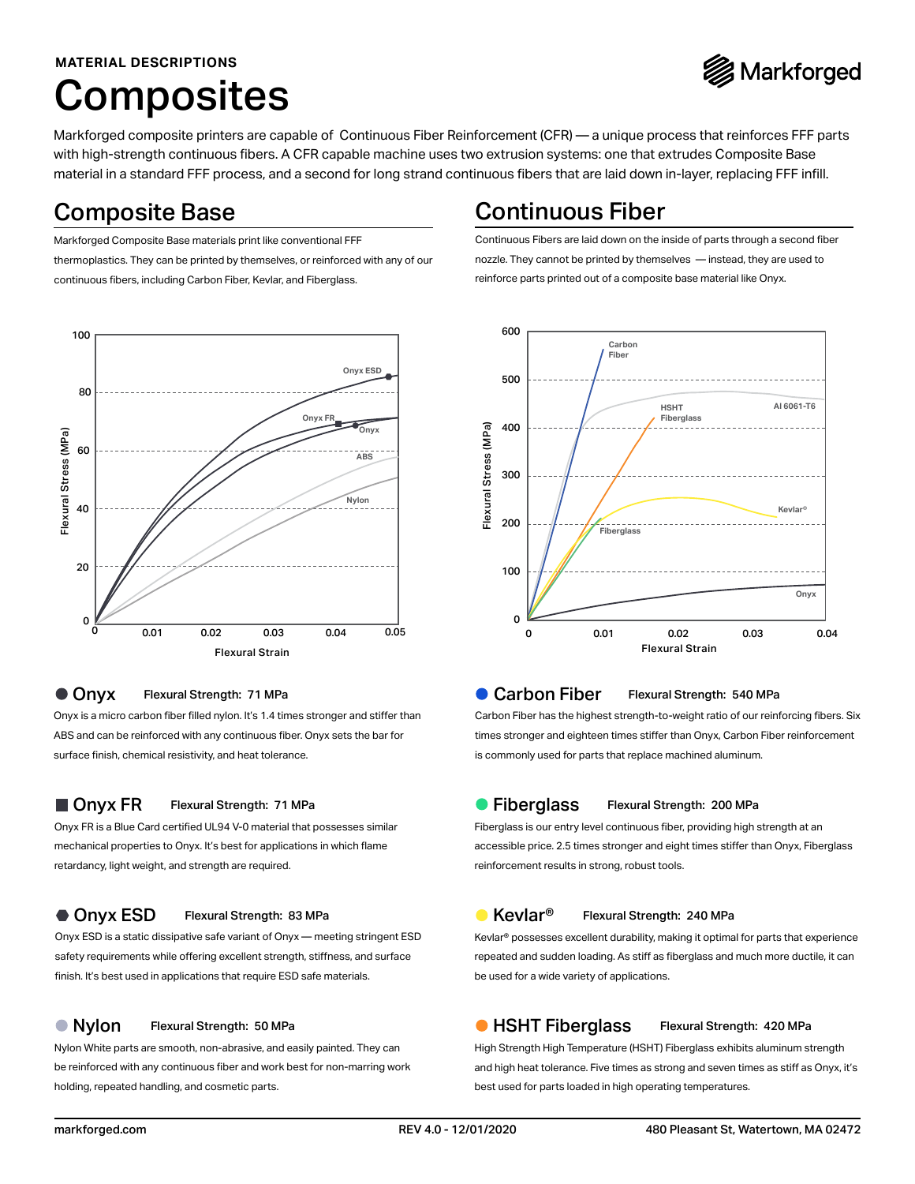MATERIAL DESCRIPTIONS

# Composites

Markforged

Markforged composite printers are capable of Continuous Fiber Reinforcement (CFR) — a unique process that reinforces FFF parts with high-strength continuous fibers. A CFR capable machine uses two extrusion systems: one that extrudes Composite Base material in a standard FFF process, and a second for long strand continuous fibers that are laid down in-layer, replacing FFF infill.

## Composite Base

Markforged Composite Base materials print like conventional FFF thermoplastics. They can be printed by themselves, or reinforced with any of our continuous fibers, including Carbon Fiber, Kevlar, and Fiberglass.

Flexural Stress (MPa)
100
80
60
40
20
0
0
0.01
0.02
0.03
0.04
0.05
Flexural Strain
Onyx ESD
Onyx FR
Onyx
ABS
Nylon

### Onyx — Flexural Strength: 71 MPa

Onyx is a micro carbon fiber filled nylon. It's 1.4 times stronger and stiffer than ABS and can be reinforced with any continuous fiber. Onyx sets the bar for surface finish, chemical resistivity, and heat tolerance.

### Onyx FR — Flexural Strength: 71 MPa

Onyx FR is a Blue Card certified UL94 V-0 material that possesses similar mechanical properties to Onyx. It's best for applications in which flame retardancy, light weight, and strength are required.

### Onyx ESD — Flexural Strength: 83 MPa

Onyx ESD is a static dissipative safe variant of Onyx — meeting stringent ESD safety requirements while offering excellent strength, stiffness, and surface finish. It's best used in applications that require ESD safe materials.

### Nylon — Flexural Strength: 50 MPa

Nylon White parts are smooth, non-abrasive, and easily painted. They can be reinforced with any continuous fiber and work best for non-marring work holding, repeated handling, and cosmetic parts.

## Continuous Fiber

Continuous Fibers are laid down on the inside of parts through a second fiber nozzle. They cannot be printed by themselves — instead, they are used to reinforce parts printed out of a composite base material like Onyx.

Flexural Stress (MPa)
600
500
400
300
200
100
0
0
0.01
0.02
0.03
0.04
Flexural Strain
Carbon Fiber
HSHT Fiberglass
Al 6061-T6
Kevlar®
Fiberglass
Onyx

### Carbon Fiber — Flexural Strength: 540 MPa

Carbon Fiber has the highest strength-to-weight ratio of our reinforcing fibers. Six times stronger and eighteen times stiffer than Onyx, Carbon Fiber reinforcement is commonly used for parts that replace machined aluminum.

### Fiberglass — Flexural Strength: 200 MPa

Fiberglass is our entry level continuous fiber, providing high strength at an accessible price. 2.5 times stronger and eight times stiffer than Onyx, Fiberglass reinforcement results in strong, robust tools.

### Kevlar® — Flexural Strength: 240 MPa

Kevlar® possesses excellent durability, making it optimal for parts that experience repeated and sudden loading. As stiff as fiberglass and much more ductile, it can be used for a wide variety of applications.

### HSHT Fiberglass — Flexural Strength: 420 MPa

High Strength High Temperature (HSHT) Fiberglass exhibits aluminum strength and high heat tolerance. Five times as strong and seven times as stiff as Onyx, it's best used for parts loaded in high operating temperatures.

markforged.com REV 4.0 - 12/01/2020 480 Pleasant St, Watertown, MA 02472